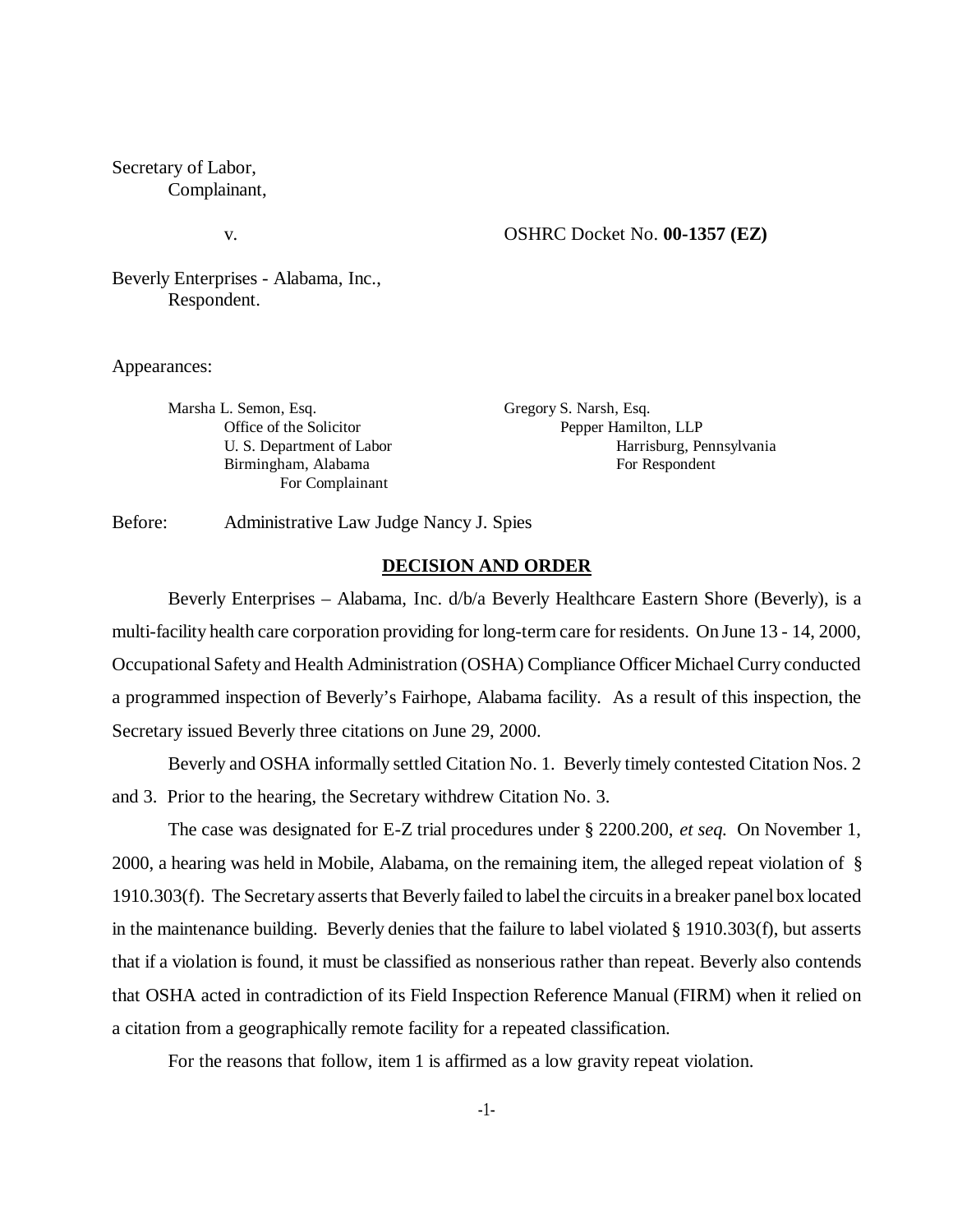Secretary of Labor,
Complainant,

v. OSHRC Docket No. **00-1357 (EZ)**

Beverly Enterprises - Alabama, Inc.,
Respondent.

Appearances:

Marsha L. Semon, Esq.
Office of the Solicitor
U. S. Department of Labor
Birmingham, Alabama
For Complainant

Gregory S. Narsh, Esq.
Pepper Hamilton, LLP
Harrisburg, Pennsylvania
For Respondent

Before: Administrative Law Judge Nancy J. Spies

## DECISION AND ORDER

Beverly Enterprises – Alabama, Inc. d/b/a Beverly Healthcare Eastern Shore (Beverly), is a multi-facility health care corporation providing for long-term care for residents. On June 13 - 14, 2000, Occupational Safety and Health Administration (OSHA) Compliance Officer Michael Curry conducted a programmed inspection of Beverly's Fairhope, Alabama facility. As a result of this inspection, the Secretary issued Beverly three citations on June 29, 2000.

Beverly and OSHA informally settled Citation No. 1. Beverly timely contested Citation Nos. 2 and 3. Prior to the hearing, the Secretary withdrew Citation No. 3.

The case was designated for E-Z trial procedures under § 2200.200, *et seq.* On November 1, 2000, a hearing was held in Mobile, Alabama, on the remaining item, the alleged repeat violation of § 1910.303(f). The Secretary asserts that Beverly failed to label the circuits in a breaker panel box located in the maintenance building. Beverly denies that the failure to label violated § 1910.303(f), but asserts that if a violation is found, it must be classified as nonserious rather than repeat. Beverly also contends that OSHA acted in contradiction of its Field Inspection Reference Manual (FIRM) when it relied on a citation from a geographically remote facility for a repeated classification.

For the reasons that follow, item 1 is affirmed as a low gravity repeat violation.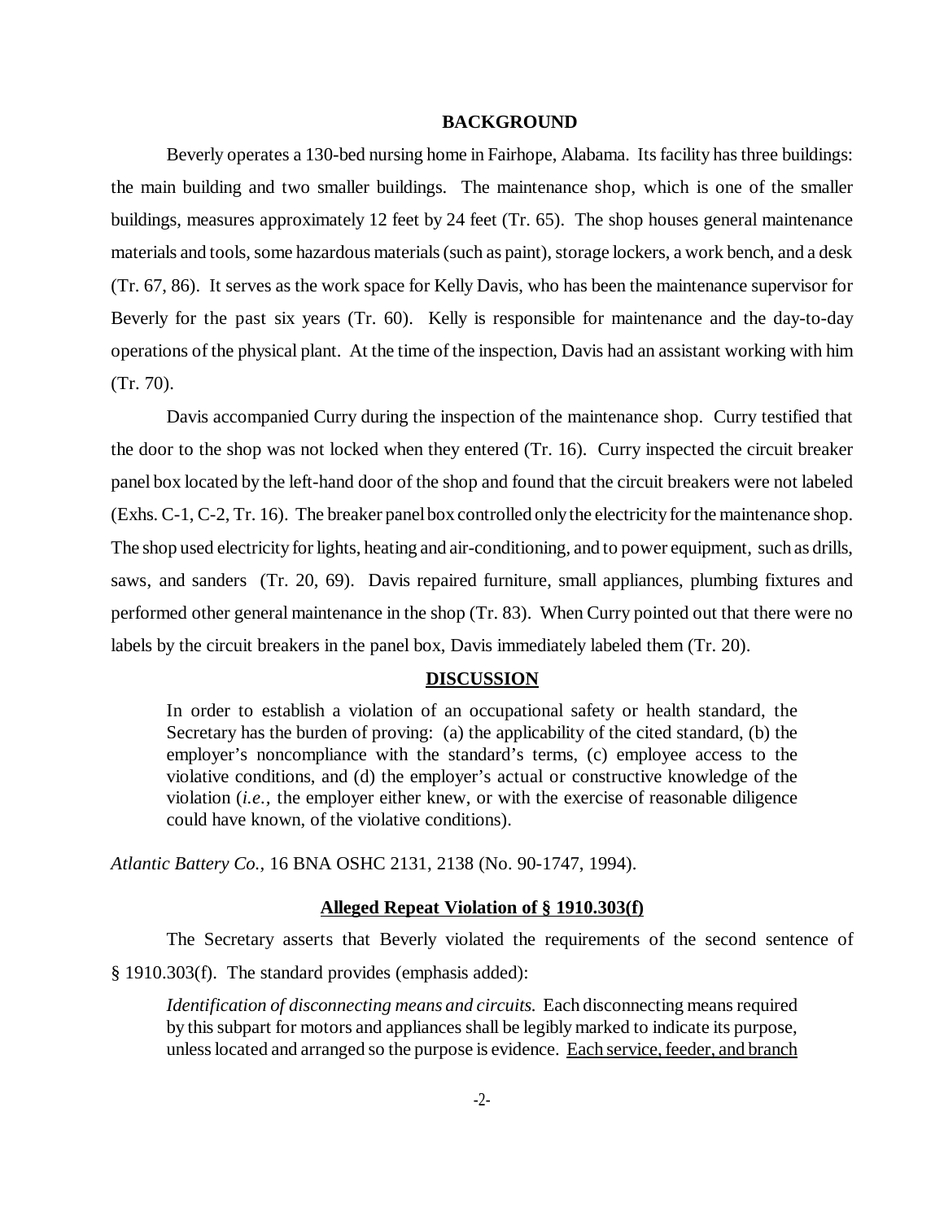## BACKGROUND

Beverly operates a 130-bed nursing home in Fairhope, Alabama. Its facility has three buildings: the main building and two smaller buildings. The maintenance shop, which is one of the smaller buildings, measures approximately 12 feet by 24 feet (Tr. 65). The shop houses general maintenance materials and tools, some hazardous materials (such as paint), storage lockers, a work bench, and a desk (Tr. 67, 86). It serves as the work space for Kelly Davis, who has been the maintenance supervisor for Beverly for the past six years (Tr. 60). Kelly is responsible for maintenance and the day-to-day operations of the physical plant. At the time of the inspection, Davis had an assistant working with him (Tr. 70).

Davis accompanied Curry during the inspection of the maintenance shop. Curry testified that the door to the shop was not locked when they entered (Tr. 16). Curry inspected the circuit breaker panel box located by the left-hand door of the shop and found that the circuit breakers were not labeled (Exhs. C-1, C-2, Tr. 16). The breaker panel box controlled only the electricity for the maintenance shop. The shop used electricity for lights, heating and air-conditioning, and to power equipment, such as drills, saws, and sanders (Tr. 20, 69). Davis repaired furniture, small appliances, plumbing fixtures and performed other general maintenance in the shop (Tr. 83). When Curry pointed out that there were no labels by the circuit breakers in the panel box, Davis immediately labeled them (Tr. 20).

## DISCUSSION

> In order to establish a violation of an occupational safety or health standard, the Secretary has the burden of proving: (a) the applicability of the cited standard, (b) the employer's noncompliance with the standard's terms, (c) employee access to the violative conditions, and (d) the employer's actual or constructive knowledge of the violation (*i.e.*, the employer either knew, or with the exercise of reasonable diligence could have known, of the violative conditions).

*Atlantic Battery Co.*, 16 BNA OSHC 2131, 2138 (No. 90-1747, 1994).

### Alleged Repeat Violation of § 1910.303(f)

The Secretary asserts that Beverly violated the requirements of the second sentence of § 1910.303(f). The standard provides (emphasis added):

> *Identification of disconnecting means and circuits.* Each disconnecting means required by this subpart for motors and appliances shall be legibly marked to indicate its purpose, unless located and arranged so the purpose is evidence. <u>Each service, feeder, and branch</u>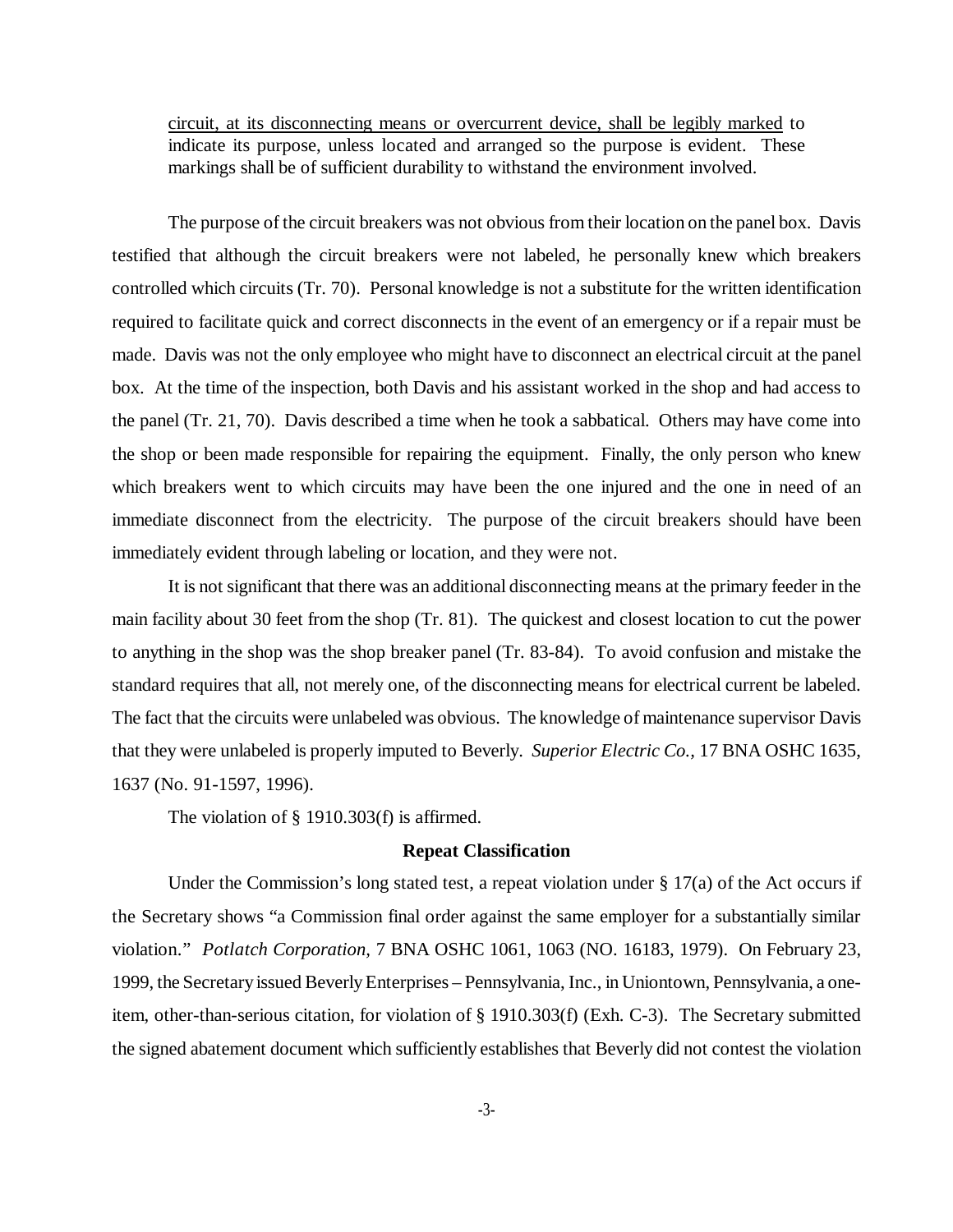> <u>circuit, at its disconnecting means or overcurrent device, shall be legibly marked</u> to indicate its purpose, unless located and arranged so the purpose is evident. These markings shall be of sufficient durability to withstand the environment involved.

The purpose of the circuit breakers was not obvious from their location on the panel box. Davis testified that although the circuit breakers were not labeled, he personally knew which breakers controlled which circuits (Tr. 70). Personal knowledge is not a substitute for the written identification required to facilitate quick and correct disconnects in the event of an emergency or if a repair must be made. Davis was not the only employee who might have to disconnect an electrical circuit at the panel box. At the time of the inspection, both Davis and his assistant worked in the shop and had access to the panel (Tr. 21, 70). Davis described a time when he took a sabbatical. Others may have come into the shop or been made responsible for repairing the equipment. Finally, the only person who knew which breakers went to which circuits may have been the one injured and the one in need of an immediate disconnect from the electricity. The purpose of the circuit breakers should have been immediately evident through labeling or location, and they were not.

It is not significant that there was an additional disconnecting means at the primary feeder in the main facility about 30 feet from the shop (Tr. 81). The quickest and closest location to cut the power to anything in the shop was the shop breaker panel (Tr. 83-84). To avoid confusion and mistake the standard requires that all, not merely one, of the disconnecting means for electrical current be labeled. The fact that the circuits were unlabeled was obvious. The knowledge of maintenance supervisor Davis that they were unlabeled is properly imputed to Beverly. *Superior Electric Co.*, 17 BNA OSHC 1635, 1637 (No. 91-1597, 1996).

The violation of § 1910.303(f) is affirmed.

**Repeat Classification**

Under the Commission's long stated test, a repeat violation under § 17(a) of the Act occurs if the Secretary shows "a Commission final order against the same employer for a substantially similar violation." *Potlatch Corporation*, 7 BNA OSHC 1061, 1063 (NO. 16183, 1979). On February 23, 1999, the Secretary issued Beverly Enterprises – Pennsylvania, Inc., in Uniontown, Pennsylvania, a one-item, other-than-serious citation, for violation of § 1910.303(f) (Exh. C-3). The Secretary submitted the signed abatement document which sufficiently establishes that Beverly did not contest the violation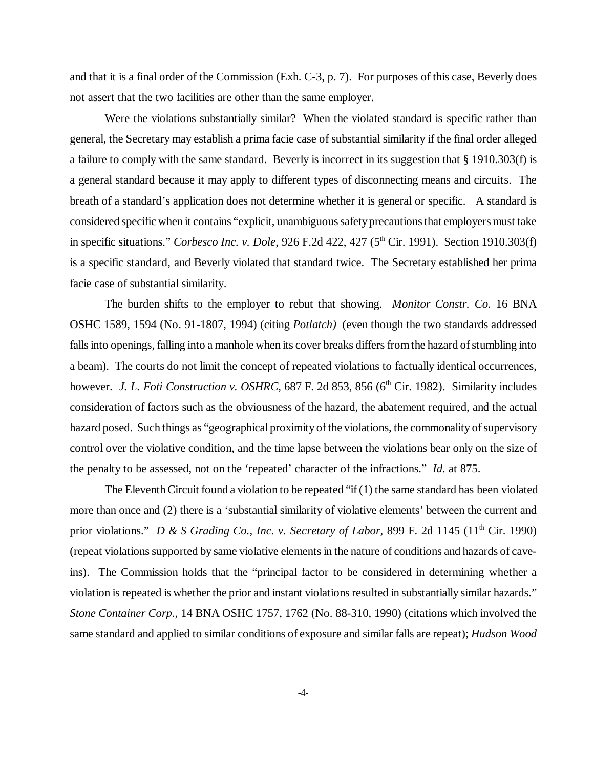and that it is a final order of the Commission (Exh. C-3, p. 7). For purposes of this case, Beverly does not assert that the two facilities are other than the same employer.

Were the violations substantially similar? When the violated standard is specific rather than general, the Secretary may establish a prima facie case of substantial similarity if the final order alleged a failure to comply with the same standard. Beverly is incorrect in its suggestion that § 1910.303(f) is a general standard because it may apply to different types of disconnecting means and circuits. The breath of a standard's application does not determine whether it is general or specific. A standard is considered specific when it contains "explicit, unambiguous safety precautions that employers must take in specific situations." *Corbesco Inc. v. Dole*, 926 F.2d 422, 427 (5th Cir. 1991). Section 1910.303(f) is a specific standard, and Beverly violated that standard twice. The Secretary established her prima facie case of substantial similarity.

The burden shifts to the employer to rebut that showing. *Monitor Constr. Co.* 16 BNA OSHC 1589, 1594 (No. 91-1807, 1994) (citing *Potlatch)* (even though the two standards addressed falls into openings, falling into a manhole when its cover breaks differs from the hazard of stumbling into a beam). The courts do not limit the concept of repeated violations to factually identical occurrences, however. *J. L. Foti Construction v. OSHRC*, 687 F. 2d 853, 856 (6th Cir. 1982). Similarity includes consideration of factors such as the obviousness of the hazard, the abatement required, and the actual hazard posed. Such things as "geographical proximity of the violations, the commonality of supervisory control over the violative condition, and the time lapse between the violations bear only on the size of the penalty to be assessed, not on the 'repeated' character of the infractions." *Id*. at 875.

The Eleventh Circuit found a violation to be repeated "if (1) the same standard has been violated more than once and (2) there is a 'substantial similarity of violative elements' between the current and prior violations." *D & S Grading Co., Inc. v. Secretary of Labor*, 899 F. 2d 1145 (11th Cir. 1990) (repeat violations supported by same violative elements in the nature of conditions and hazards of cave-ins). The Commission holds that the "principal factor to be considered in determining whether a violation is repeated is whether the prior and instant violations resulted in substantially similar hazards." *Stone Container Corp.*, 14 BNA OSHC 1757, 1762 (No. 88-310, 1990) (citations which involved the same standard and applied to similar conditions of exposure and similar falls are repeat); *Hudson Wood*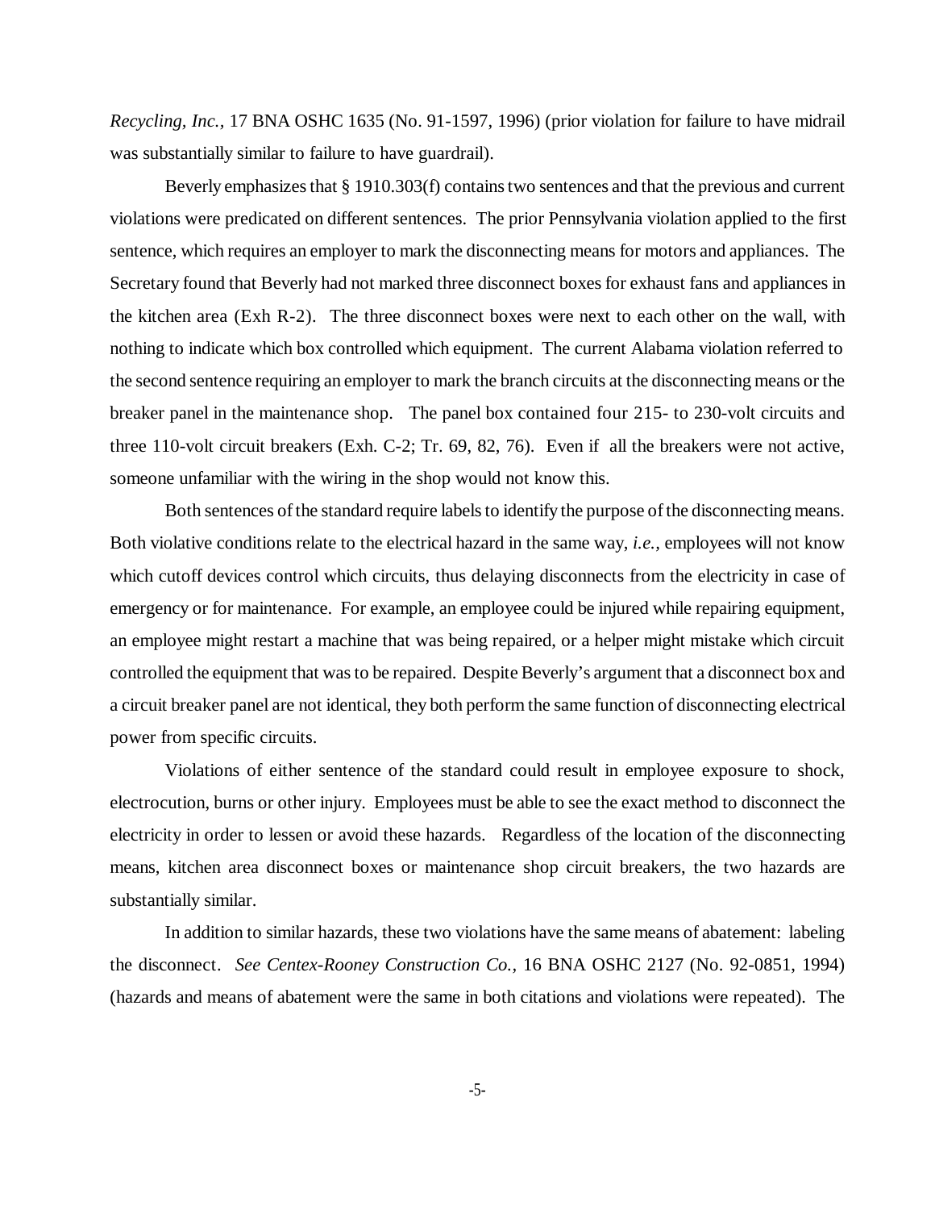*Recycling, Inc.*, 17 BNA OSHC 1635 (No. 91-1597, 1996) (prior violation for failure to have midrail was substantially similar to failure to have guardrail).

Beverly emphasizes that § 1910.303(f) contains two sentences and that the previous and current violations were predicated on different sentences. The prior Pennsylvania violation applied to the first sentence, which requires an employer to mark the disconnecting means for motors and appliances. The Secretary found that Beverly had not marked three disconnect boxes for exhaust fans and appliances in the kitchen area (Exh R-2). The three disconnect boxes were next to each other on the wall, with nothing to indicate which box controlled which equipment. The current Alabama violation referred to the second sentence requiring an employer to mark the branch circuits at the disconnecting means or the breaker panel in the maintenance shop. The panel box contained four 215- to 230-volt circuits and three 110-volt circuit breakers (Exh. C-2; Tr. 69, 82, 76). Even if all the breakers were not active, someone unfamiliar with the wiring in the shop would not know this.

Both sentences of the standard require labels to identify the purpose of the disconnecting means. Both violative conditions relate to the electrical hazard in the same way, *i.e.,* employees will not know which cutoff devices control which circuits, thus delaying disconnects from the electricity in case of emergency or for maintenance. For example, an employee could be injured while repairing equipment, an employee might restart a machine that was being repaired, or a helper might mistake which circuit controlled the equipment that was to be repaired. Despite Beverly's argument that a disconnect box and a circuit breaker panel are not identical, they both perform the same function of disconnecting electrical power from specific circuits.

Violations of either sentence of the standard could result in employee exposure to shock, electrocution, burns or other injury. Employees must be able to see the exact method to disconnect the electricity in order to lessen or avoid these hazards. Regardless of the location of the disconnecting means, kitchen area disconnect boxes or maintenance shop circuit breakers, the two hazards are substantially similar.

In addition to similar hazards, these two violations have the same means of abatement: labeling the disconnect. *See Centex-Rooney Construction Co.*, 16 BNA OSHC 2127 (No. 92-0851, 1994) (hazards and means of abatement were the same in both citations and violations were repeated). The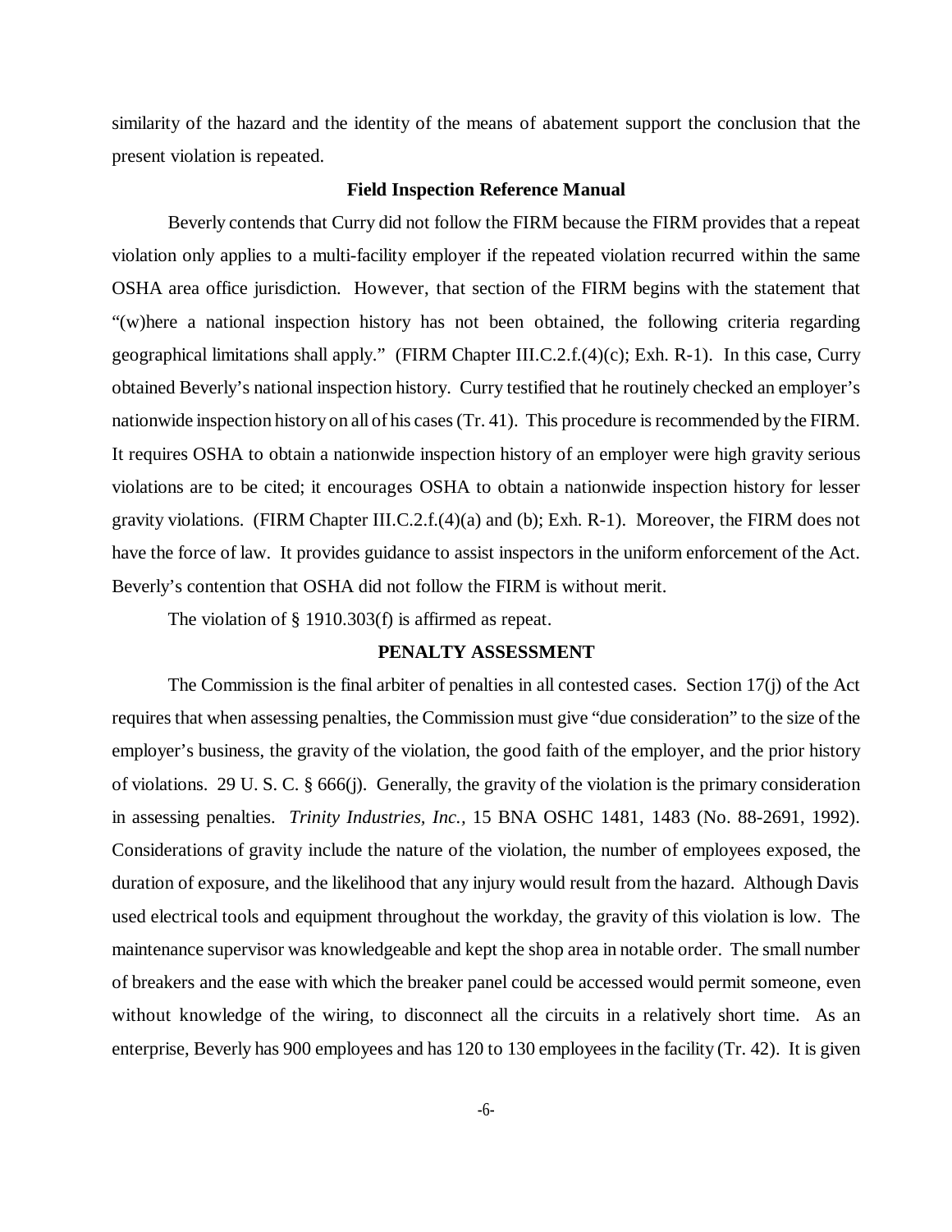similarity of the hazard and the identity of the means of abatement support the conclusion that the present violation is repeated.

**Field Inspection Reference Manual**

Beverly contends that Curry did not follow the FIRM because the FIRM provides that a repeat violation only applies to a multi-facility employer if the repeated violation recurred within the same OSHA area office jurisdiction. However, that section of the FIRM begins with the statement that "(w)here a national inspection history has not been obtained, the following criteria regarding geographical limitations shall apply." (FIRM Chapter III.C.2.f.(4)(c); Exh. R-1). In this case, Curry obtained Beverly's national inspection history. Curry testified that he routinely checked an employer's nationwide inspection history on all of his cases (Tr. 41). This procedure is recommended by the FIRM. It requires OSHA to obtain a nationwide inspection history of an employer were high gravity serious violations are to be cited; it encourages OSHA to obtain a nationwide inspection history for lesser gravity violations. (FIRM Chapter III.C.2.f.(4)(a) and (b); Exh. R-1). Moreover, the FIRM does not have the force of law. It provides guidance to assist inspectors in the uniform enforcement of the Act. Beverly's contention that OSHA did not follow the FIRM is without merit.

The violation of § 1910.303(f) is affirmed as repeat.

**PENALTY ASSESSMENT**

The Commission is the final arbiter of penalties in all contested cases. Section 17(j) of the Act requires that when assessing penalties, the Commission must give "due consideration" to the size of the employer's business, the gravity of the violation, the good faith of the employer, and the prior history of violations. 29 U. S. C. § 666(j). Generally, the gravity of the violation is the primary consideration in assessing penalties. *Trinity Industries, Inc.,* 15 BNA OSHC 1481, 1483 (No. 88-2691, 1992). Considerations of gravity include the nature of the violation, the number of employees exposed, the duration of exposure, and the likelihood that any injury would result from the hazard. Although Davis used electrical tools and equipment throughout the workday, the gravity of this violation is low. The maintenance supervisor was knowledgeable and kept the shop area in notable order. The small number of breakers and the ease with which the breaker panel could be accessed would permit someone, even without knowledge of the wiring, to disconnect all the circuits in a relatively short time. As an enterprise, Beverly has 900 employees and has 120 to 130 employees in the facility (Tr. 42). It is given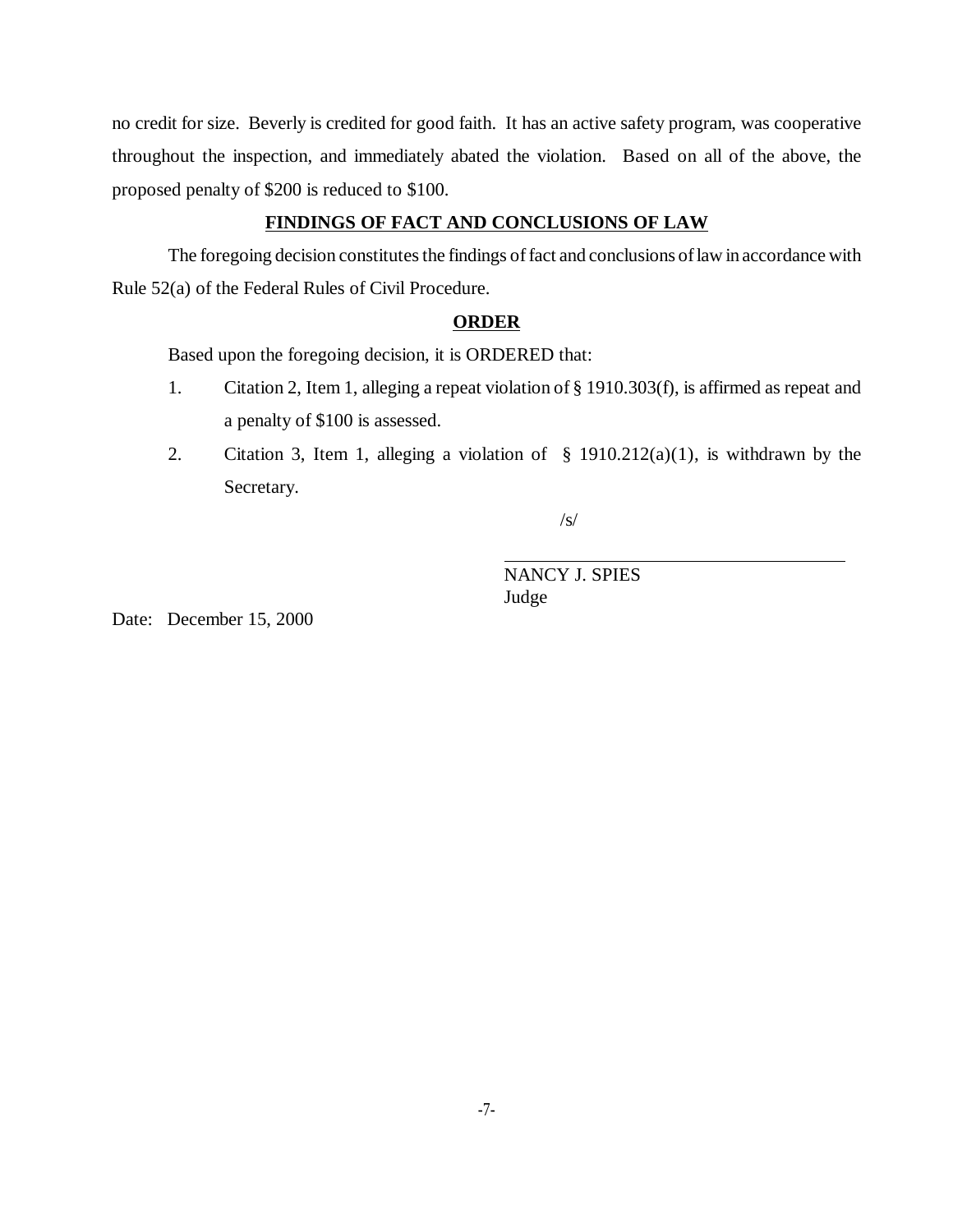no credit for size. Beverly is credited for good faith. It has an active safety program, was cooperative throughout the inspection, and immediately abated the violation. Based on all of the above, the proposed penalty of $200 is reduced to $100.

## FINDINGS OF FACT AND CONCLUSIONS OF LAW

The foregoing decision constitutes the findings of fact and conclusions of law in accordance with Rule 52(a) of the Federal Rules of Civil Procedure.

## ORDER

Based upon the foregoing decision, it is ORDERED that:

1. Citation 2, Item 1, alleging a repeat violation of § 1910.303(f), is affirmed as repeat and a penalty of $100 is assessed.
2. Citation 3, Item 1, alleging a violation of § 1910.212(a)(1), is withdrawn by the Secretary.

/s/

NANCY J. SPIES
Judge

Date: December 15, 2000